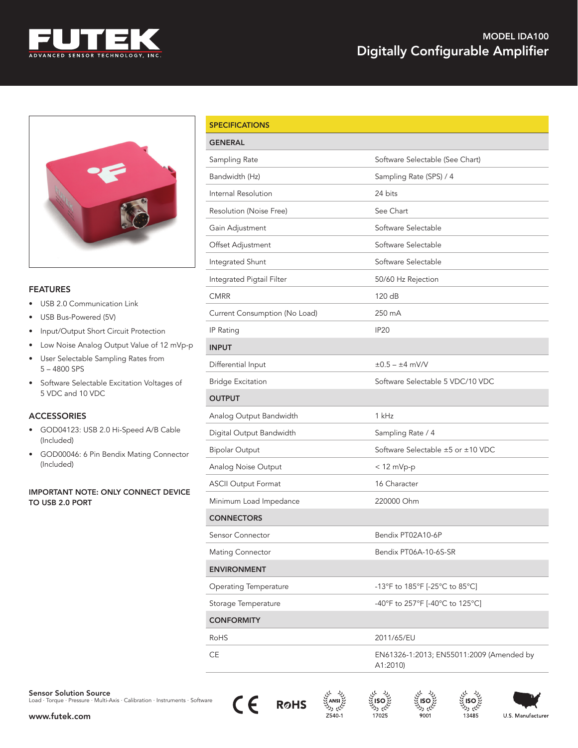# FUTEK

ADVANCED SENSOR TECHNOLOGY, INC.

## MODEL IDA100

## Digitally Configurable Amplifier

### FEATURES

- USB 2.0 Communication Link
- USB Bus-Powered (5V)
- Input/Output Short Circuit Protection
- Low Noise Analog Output Value of 12 mVp-p
- User Selectable Sampling Rates from 5 – 4800 SPS
- Software Selectable Excitation Voltages of 5 VDC and 10 VDC

### ACCESSORIES

- GOD04123: USB 2.0 Hi-Speed A/B Cable (Included)
- GOD00046: 6 Pin Bendix Mating Connector (Included)

**IMPORTANT NOTE: ONLY CONNECT DEVICE TO USB 2.0 PORT**

### SPECIFICATIONS

| GENERAL | |
|---|---|
| Sampling Rate | Software Selectable (See Chart) |
| Bandwidth (Hz) | Sampling Rate (SPS) / 4 |
| Internal Resolution | 24 bits |
| Resolution (Noise Free) | See Chart |
| Gain Adjustment | Software Selectable |
| Offset Adjustment | Software Selectable |
| Integrated Shunt | Software Selectable |
| Integrated Pigtail Filter | 50/60 Hz Rejection |
| CMRR | 120 dB |
| Current Consumption (No Load) | 250 mA |
| IP Rating | IP20 |
| **INPUT** | |
| Differential Input | ±0.5 – ±4 mV/V |
| Bridge Excitation | Software Selectable 5 VDC/10 VDC |
| **OUTPUT** | |
| Analog Output Bandwidth | 1 kHz |
| Digital Output Bandwidth | Sampling Rate / 4 |
| Bipolar Output | Software Selectable ±5 or ±10 VDC |
| Analog Noise Output | < 12 mVp-p |
| ASCII Output Format | 16 Character |
| Minimum Load Impedance | 220000 Ohm |
| **CONNECTORS** | |
| Sensor Connector | Bendix PT02A10-6P |
| Mating Connector | Bendix PT06A-10-6S-SR |
| **ENVIRONMENT** | |
| Operating Temperature | -13°F to 185°F [-25°C to 85°C] |
| Storage Temperature | -40°F to 257°F [-40°C to 125°C] |
| **CONFORMITY** | |
| RoHS | 2011/65/EU |
| CE | EN61326-1:2013; EN55011:2009 (Amended by A1:2010) |

**Sensor Solution Source**
Load · Torque · Pressure · Multi-Axis · Calibration · Instruments · Software

www.futek.com

CE RoHS ANSI Z540-1 ISO 17025 ISO 9001 ISO 13485 U.S. Manufacturer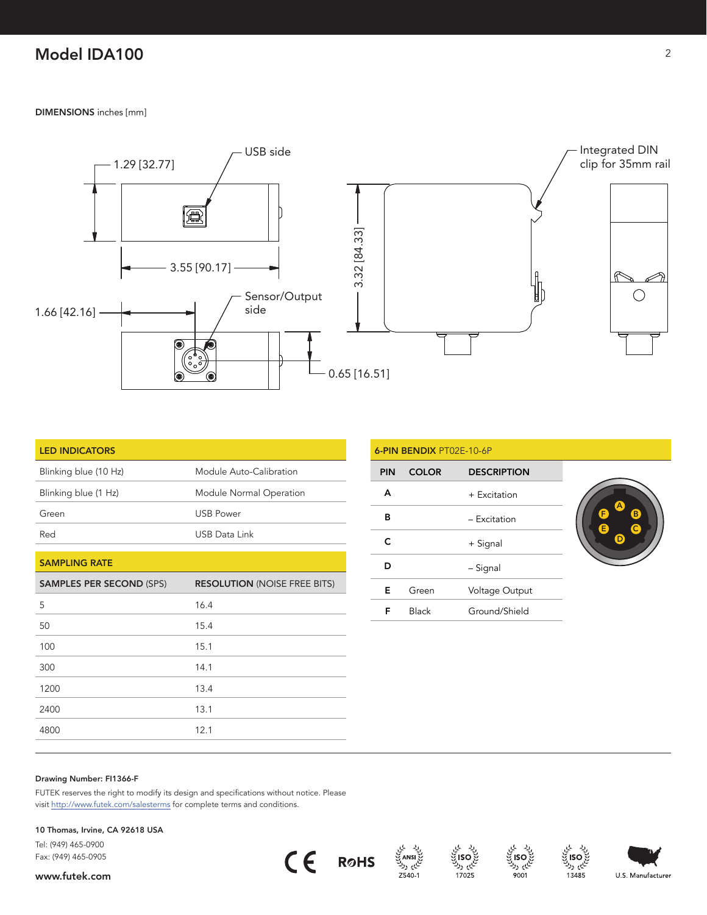## DIMENSIONS inches [mm]

1.29 [32.77]

USB side

3.55 [90.17]

1.66 [42.16]

Sensor/Output side

0.65 [16.51]

3.32 [84.33]

Integrated DIN clip for 35mm rail

| LED INDICATORS | |
|---|---|
| Blinking blue (10 Hz) | Module Auto-Calibration |
| Blinking blue (1 Hz) | Module Normal Operation |
| Green | USB Power |
| Red | USB Data Link |

### SAMPLING RATE

| SAMPLES PER SECOND (SPS) | RESOLUTION (NOISE FREE BITS) |
|---|---|
| 5 | 16.4 |
| 50 | 15.4 |
| 100 | 15.1 |
| 300 | 14.1 |
| 1200 | 13.4 |
| 2400 | 13.1 |
| 4800 | 12.1 |

### 6-PIN BENDIX PT02E-10-6P

| PIN | COLOR | DESCRIPTION |
|---|---|---|
| A | | + Excitation |
| B | | – Excitation |
| C | | + Signal |
| D | | – Signal |
| E | Green | Voltage Output |
| F | Black | Ground/Shield |

A B C D E F

**Drawing Number: FI1366-F**

FUTEK reserves the right to modify its design and specifications without notice. Please visit http://www.futek.com/salesterms for complete terms and conditions.

**10 Thomas, Irvine, CA 92618 USA**

Tel: (949) 465-0900

Fax: (949) 465-0905

**www.futek.com**

CE RoHS ANSI Z540-1 ISO 17025 ISO 9001 ISO 13485 U.S. Manufacturer